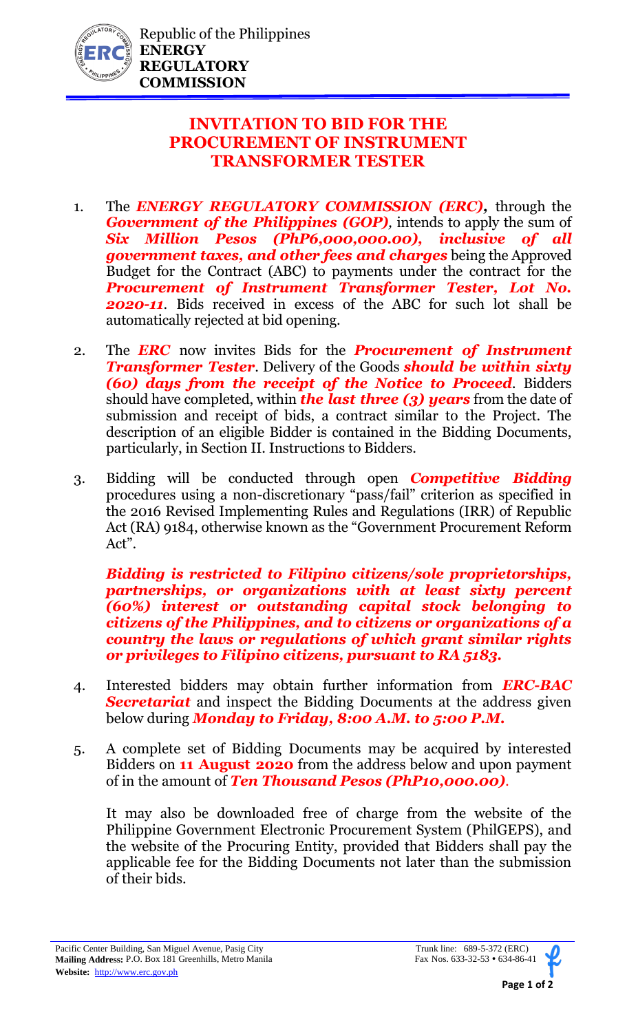Republic of the Philippines
**ENERGY REGULATORY COMMISSION**

# INVITATION TO BID FOR THE PROCUREMENT OF INSTRUMENT TRANSFORMER TESTER

1. The ***ENERGY REGULATORY COMMISSION (ERC),*** through the ***Government of the Philippines (GOP),*** intends to apply the sum of ***Six Million Pesos (PhP6,000,000.00), inclusive of all government taxes, and other fees and charges*** being the Approved Budget for the Contract (ABC) to payments under the contract for the ***Procurement of Instrument Transformer Tester, Lot No. 2020-11***. Bids received in excess of the ABC for such lot shall be automatically rejected at bid opening.

2. The ***ERC*** now invites Bids for the ***Procurement of Instrument Transformer Tester***. Delivery of the Goods ***should be within sixty (60) days from the receipt of the Notice to Proceed***. Bidders should have completed, within ***the last three (3) years*** from the date of submission and receipt of bids, a contract similar to the Project. The description of an eligible Bidder is contained in the Bidding Documents, particularly, in Section II. Instructions to Bidders.

3. Bidding will be conducted through open ***Competitive Bidding*** procedures using a non-discretionary "pass/fail" criterion as specified in the 2016 Revised Implementing Rules and Regulations (IRR) of Republic Act (RA) 9184, otherwise known as the "Government Procurement Reform Act".

   ***Bidding is restricted to Filipino citizens/sole proprietorships, partnerships, or organizations with at least sixty percent (60%) interest or outstanding capital stock belonging to citizens of the Philippines, and to citizens or organizations of a country the laws or regulations of which grant similar rights or privileges to Filipino citizens, pursuant to RA 5183.***

4. Interested bidders may obtain further information from ***ERC-BAC Secretariat*** and inspect the Bidding Documents at the address given below during ***Monday to Friday, 8:00 A.M. to 5:00 P.M.***

5. A complete set of Bidding Documents may be acquired by interested Bidders on **11 August 2020** from the address below and upon payment of in the amount of ***Ten Thousand Pesos (PhP10,000.00)***.

   It may also be downloaded free of charge from the website of the Philippine Government Electronic Procurement System (PhilGEPS), and the website of the Procuring Entity, provided that Bidders shall pay the applicable fee for the Bidding Documents not later than the submission of their bids.

Pacific Center Building, San Miguel Avenue, Pasig City
**Mailing Address:** P.O. Box 181 Greenhills, Metro Manila
**Website:** http://www.erc.gov.ph

Trunk line: 689-5-372 (ERC)
Fax Nos. 633-32-53 • 634-86-41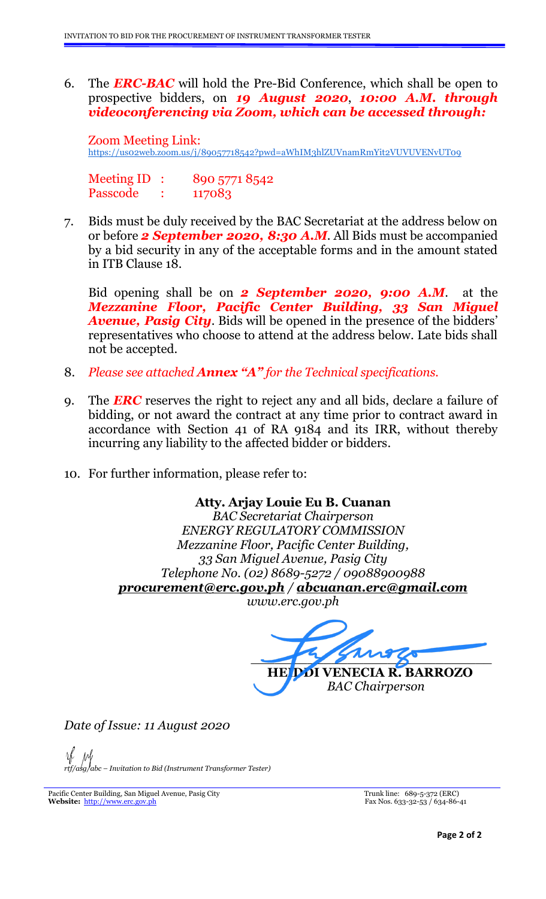6. The ***ERC-BAC*** will hold the Pre-Bid Conference, which shall be open to prospective bidders, on ***19 August 2020***, ***10:00 A.M. through videoconferencing via Zoom, which can be accessed through:***

   Zoom Meeting Link:
   https://us02web.zoom.us/j/89057718542?pwd=aWhIM3hlZUVnamRmYit2VUVUVENvUT09

   Meeting ID : 890 5771 8542
   Passcode : 117083

7. Bids must be duly received by the BAC Secretariat at the address below on or before ***2 September 2020, 8:30 A.M***. All Bids must be accompanied by a bid security in any of the acceptable forms and in the amount stated in ITB Clause 18.

   Bid opening shall be on ***2 September 2020, 9:00 A.M***. at the ***Mezzanine Floor, Pacific Center Building, 33 San Miguel Avenue, Pasig City***. Bids will be opened in the presence of the bidders' representatives who choose to attend at the address below. Late bids shall not be accepted.

8. *Please see attached **Annex "A"** for the Technical specifications.*

9. The ***ERC*** reserves the right to reject any and all bids, declare a failure of bidding, or not award the contract at any time prior to contract award in accordance with Section 41 of RA 9184 and its IRR, without thereby incurring any liability to the affected bidder or bidders.

10. For further information, please refer to:

**Atty. Arjay Louie Eu B. Cuanan**
*BAC Secretariat Chairperson*
*ENERGY REGULATORY COMMISSION*
*Mezzanine Floor, Pacific Center Building,*
*33 San Miguel Avenue, Pasig City*
*Telephone No. (02) 8689-5272 / 09088900988*
***procurement@erc.gov.ph** / **abcuanan.erc@gmail.com***
*www.erc.gov.ph*

**HEIDDI VENECIA R. BARROZO**
*BAC Chairperson*

*Date of Issue: 11 August 2020*

*rtf/asg/abc – Invitation to Bid (Instrument Transformer Tester)*

Pacific Center Building, San Miguel Avenue, Pasig City
**Website:** http://www.erc.gov.ph

Trunk line: 689-5-372 (ERC)
Fax Nos. 633-32-53 / 634-86-41